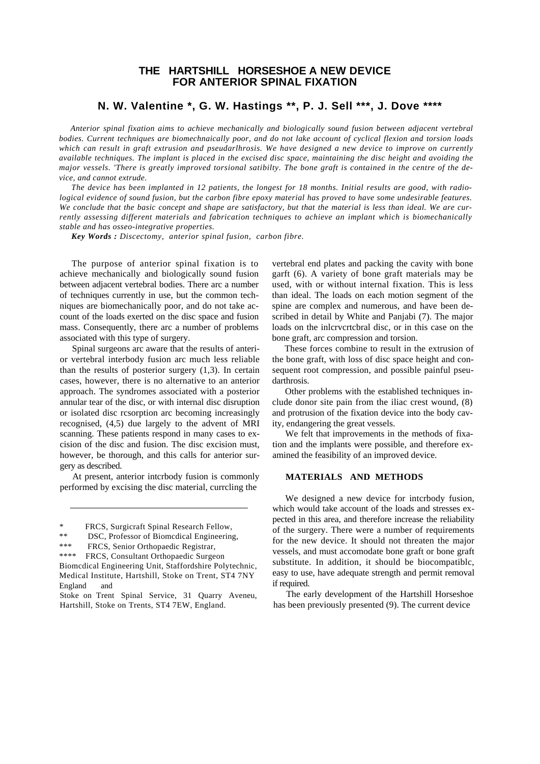# THE HARTSHILL HORSESHOE A NEW DEVICE FOR ANTERIOR SPINAL FIXATION

## N. W. Valentine *, G. W. Hastings **, P. J. Sell ***, J. Dove ****

*Anterior spinal fixation aims to achieve mechanically and biologically sound fusion between adjacent vertebral bodies. Current techniques are biomechnaically poor, and do not lake account of cyclical flexion and torsion loads which can result in graft extrusion and pseudarlhrosis. We have designed a new device to improve on currently available techniques. The implant is placed in the excised disc space, maintaining the disc height and avoiding the major vessels. 'There is greatly improved torsional satibilty. The bone graft is contained in the centre of the device, and cannot extrude.*

*The device has been implanted in 12 patients, the longest for 18 months. Initial results are good, with radiological evidence of sound fusion, but the carbon fibre epoxy material has proved to have some undesirable features. We conclude that the basic concept and shape are satisfactory, but that the material is less than ideal. We are currently assessing different materials and fabrication techniques to achieve an implant which is biomechanically stable and has osseo-integrative properties.*

***Key Words :*** *Discectomy, anterior spinal fusion, carbon fibre.*

The purpose of anterior spinal fixation is to achieve mechanically and biologically sound fusion between adjacent vertebral bodies. There arc a number of techniques currently in use, but the common techniques are biomechanically poor, and do not take account of the loads exerted on the disc space and fusion mass. Consequently, there arc a number of problems associated with this type of surgery.

Spinal surgeons arc aware that the results of anterior vertebral interbody fusion arc much less reliable than the results of posterior surgery (1,3). In certain cases, however, there is no alternative to an anterior approach. The syndromes associated with a posterior annular tear of the disc, or with internal disc disruption or isolated disc rcsorption arc becoming increasingly recognised, (4,5) due largely to the advent of MRI scanning. These patients respond in many cases to excision of the disc and fusion. The disc excision must, however, be thorough, and this calls for anterior surgery as described.

At present, anterior intcrbody fusion is commonly performed by excising the disc material, currcling the vertebral end plates and packing the cavity with bone garft (6). A variety of bone graft materials may be used, with or without internal fixation. This is less than ideal. The loads on each motion segment of the spine are complex and numerous, and have been described in detail by White and Panjabi (7). The major loads on the inlcrvcrtcbral disc, or in this case on the bone graft, arc compression and torsion.

These forces combine to result in the extrusion of the bone graft, with loss of disc space height and consequent root compression, and possible painful pseudarthrosis.

Other problems with the established techniques include donor site pain from the iliac crest wound, (8) and protrusion of the fixation device into the body cavity, endangering the great vessels.

We felt that improvements in the methods of fixation and the implants were possible, and therefore examined the feasibility of an improved device.

## MATERIALS AND METHODS

We designed a new device for intcrbody fusion, which would take account of the loads and stresses expected in this area, and therefore increase the reliability of the surgery. There were a number of requirements for the new device. It should not threaten the major vessels, and must accomodate bone graft or bone graft substitute. In addition, it should be biocompatiblc, easy to use, have adequate strength and permit removal if required.

The early development of the Hartshill Horseshoe has been previously presented (9). The current device

---

\* FRCS, Surgicraft Spinal Research Fellow,
\** DSC, Professor of Biomcdical Engineering,
\*** FRCS, Senior Orthopaedic Registrar,
\**** FRCS, Consultant Orthopaedic Surgeon

Biomcdical Engineering Unit, Staffordshire Polytechnic, Medical Institute, Hartshill, Stoke on Trent, ST4 7NY England and

Stoke on Trent Spinal Service, 31 Quarry Aveneu, Hartshill, Stoke on Trents, ST4 7EW, England.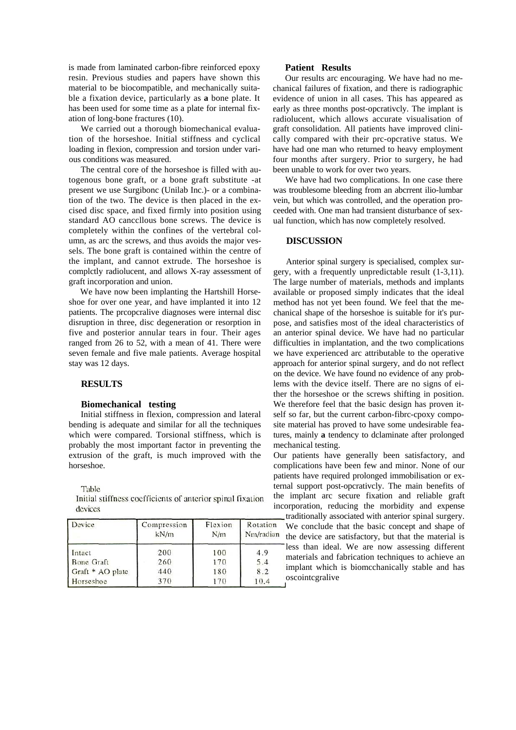is made from laminated carbon-fibre reinforced epoxy resin. Previous studies and papers have shown this material to be biocompatible, and mechanically suitable a fixation device, particularly as **a** bone plate. It has been used for some time as a plate for internal fixation of long-bone fractures (10).

We carried out a thorough biomechanical evaluation of the horseshoe. Initial stiffness and cyclical loading in flexion, compression and torsion under various conditions was measured.

The central core of the horseshoe is filled with autogenous bone graft, or a bone graft substitute -at present we use Surgibonc (Unilab Inc.)- or a combination of the two. The device is then placed in the excised disc space, and fixed firmly into position using standard AO canccllous bone screws. The device is completely within the confines of the vertebral column, as arc the screws, and thus avoids the major vessels. The bone graft is contained within the centre of the implant, and cannot extrude. The horseshoe is complctly radiolucent, and allows X-ray assessment of graft incorporation and union.

We have now been implanting the Hartshill Horseshoe for over one year, and have implanted it into 12 patients. The prcopcralive diagnoses were internal disc disruption in three, disc degeneration or resorption in five and posterior annular tears in four. Their ages ranged from 26 to 52, with a mean of 41. There were seven female and five male patients. Average hospital stay was 12 days.

## RESULTS

### Biomechanical testing

Initial stiffness in flexion, compression and lateral bending is adequate and similar for all the techniques which were compared. Torsional stiffness, which is probably the most important factor in preventing the extrusion of the graft, is much improved with the horseshoe.

Table
Initial stiffness coefficients of anterior spinal fixation devices

| Device | Compression kN/m | Flexion N/m | Rotation Nm/radian |
|---|---|---|---|
| Intact | 200 | 100 | 4.9 |
| Bone Graft | 260 | 170 | 5.4 |
| Graft * AO plate | 440 | 180 | 8.2 |
| Horseshoe | 370 | 170 | 10.4 |

### Patient Results

Our results arc encouraging. We have had no mechanical failures of fixation, and there is radiographic evidence of union in all cases. This has appeared as early as three months post-opcrativcly. The implant is radiolucent, which allows accurate visualisation of graft consolidation. All patients have improved clinically compared with their prc-opcrative status. We have had one man who returned to heavy employment four months after surgery. Prior to surgery, he had been unable to work for over two years.

We have had two complications. In one case there was troublesome bleeding from an abcrrent ilio-lumbar vein, but which was controlled, and the operation proceeded with. One man had transient disturbance of sexual function, which has now completely resolved.

## DISCUSSION

Anterior spinal surgery is specialised, complex surgery, with a frequently unpredictable result (1-3,11). The large number of materials, methods and implants available or proposed simply indicates that the ideal method has not yet been found. We feel that the mechanical shape of the horseshoe is suitable for it's purpose, and satisfies most of the ideal characteristics of an anterior spinal device. We have had no particular difficulties in implantation, and the two complications we have experienced arc attributable to the operative approach for anterior spinal surgery, and do not reflect on the device. We have found no evidence of any problems with the device itself. There are no signs of either the horseshoe or the screws shifting in position. We therefore feel that the basic design has proven itself so far, but the current carbon-fibrc-cpoxy composite material has proved to have some undesirable features, mainly **a** tendency to dclaminate after prolonged mechanical testing.

Our patients have generally been satisfactory, and complications have been few and minor. None of our patients have required prolonged immobilisation or external support post-opcrativcly. The main benefits of the implant arc secure fixation and reliable graft incorporation, reducing the morbidity and expense traditionally associated with anterior spinal surgery. We conclude that the basic concept and shape of the device are satisfactory, but that the material is less than ideal. We are now assessing different materials and fabrication techniques to achieve an implant which is biomcchanically stable and has oscointcgralive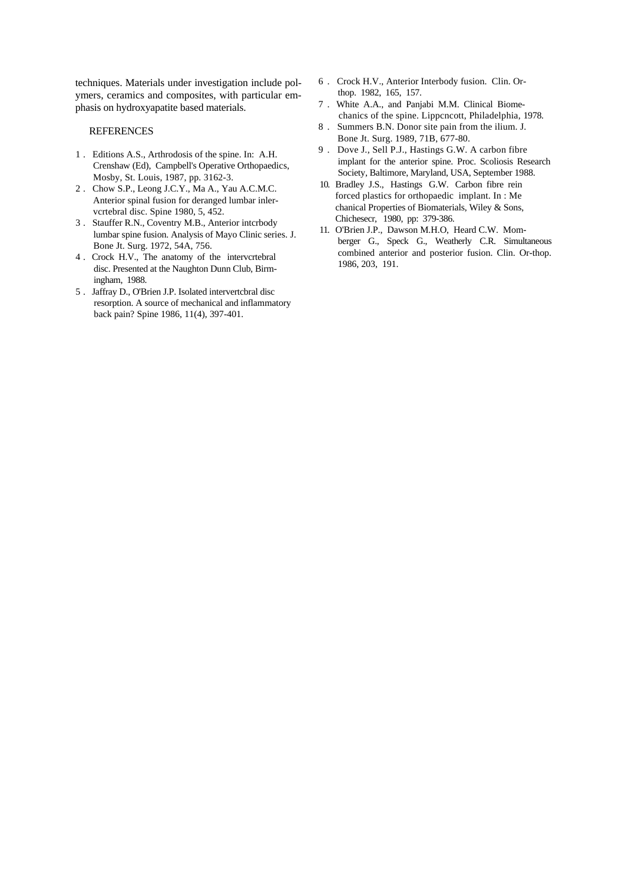techniques. Materials under investigation include polymers, ceramics and composites, with particular emphasis on hydroxyapatite based materials.

## REFERENCES

1. Editions A.S., Arthrodosis of the spine. In: A.H. Crenshaw (Ed), Campbell's Operative Orthopaedics, Mosby, St. Louis, 1987, pp. 3162-3.
2. Chow S.P., Leong J.C.Y., Ma A., Yau A.C.M.C. Anterior spinal fusion for deranged lumbar inlervcrtebral disc. Spine 1980, 5, 452.
3. Stauffer R.N., Coventry M.B., Anterior intcrbody lumbar spine fusion. Analysis of Mayo Clinic series. J. Bone Jt. Surg. 1972, 54A, 756.
4. Crock H.V., The anatomy of the intervcrtebral disc. Presented at the Naughton Dunn Club, Birmingham, 1988.
5. Jaffray D., O'Brien J.P. Isolated intervertcbral disc resorption. A source of mechanical and inflammatory back pain? Spine 1986, 11(4), 397-401.
6. Crock H.V., Anterior Interbody fusion. Clin. Orthop. 1982, 165, 157.
7. White A.A., and Panjabi M.M. Clinical Biomechanics of the spine. Lippcncott, Philadelphia, 1978.
8. Summers B.N. Donor site pain from the ilium. J. Bone Jt. Surg. 1989, 71B, 677-80.
9. Dove J., Sell P.J., Hastings G.W. A carbon fibre implant for the anterior spine. Proc. Scoliosis Research Society, Baltimore, Maryland, USA, September 1988.
10. Bradley J.S., Hastings G.W. Carbon fibre reinforced plastics for orthopaedic implant. In : Mechanical Properties of Biomaterials, Wiley & Sons, Chichesecr, 1980, pp: 379-386.
11. O'Brien J.P., Dawson M.H.O, Heard C.W. Momberger G., Speck G., Weatherly C.R. Simultaneous combined anterior and posterior fusion. Clin. Or-thop. 1986, 203, 191.